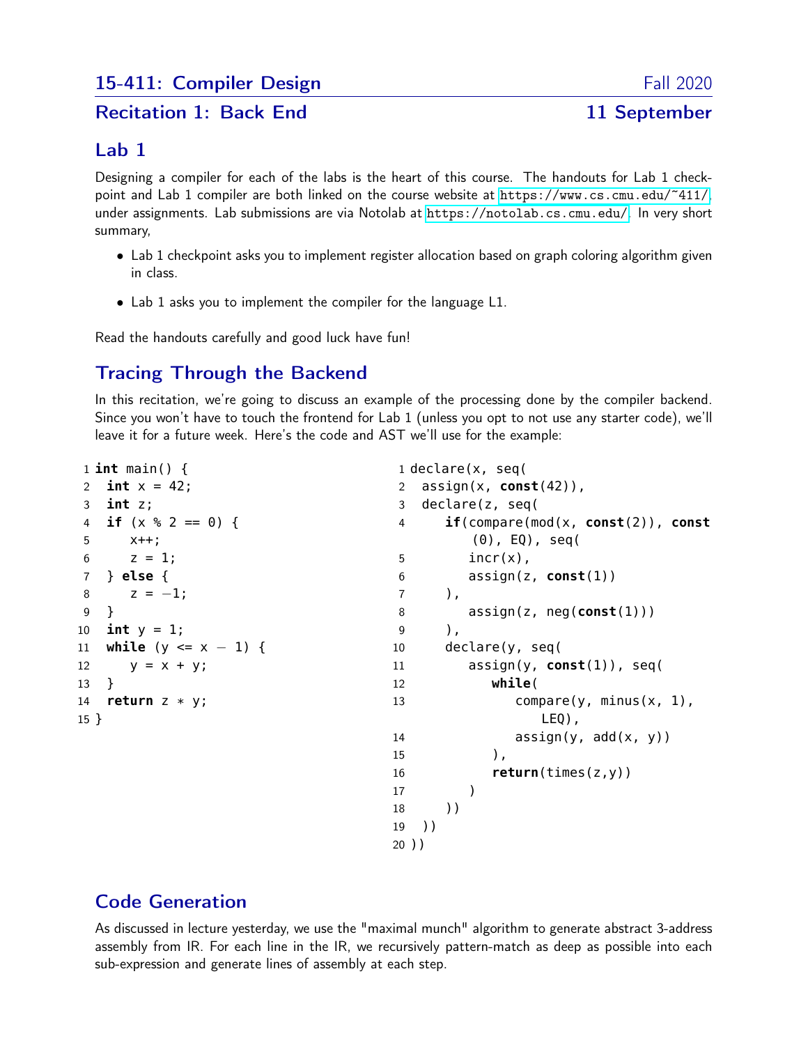# 15-411: Compiler Design — Fall 2020

## Recitation 1: Back End — 11 September

## Lab 1

Designing a compiler for each of the labs is the heart of this course. The handouts for Lab 1 checkpoint and Lab 1 compiler are both linked on the course website at https://www.cs.cmu.edu/~411/, under assignments. Lab submissions are via Notolab at https://notolab.cs.cmu.edu/. In very short summary,

- Lab 1 checkpoint asks you to implement register allocation based on graph coloring algorithm given in class.
- Lab 1 asks you to implement the compiler for the language L1.

Read the handouts carefully and good luck have fun!

## Tracing Through the Backend

In this recitation, we're going to discuss an example of the processing done by the compiler backend. Since you won't have to touch the frontend for Lab 1 (unless you opt to not use any starter code), we'll leave it for a future week. Here's the code and AST we'll use for the example:

```
1  int main() {
2    int x = 42;
3    int z;
4    if (x % 2 == 0) {
5      x++;
6      z = 1;
7    } else {
8      z = -1;
9    }
10   int y = 1;
11   while (y <= x - 1) {
12     y = x + y;
13   }
14   return z * y;
15 }
```

```
1  declare(x, seq(
2    assign(x, const(42)),
3    declare(z, seq(
4      if(compare(mod(x, const(2)), const
           (0), EQ), seq(
5        incr(x),
6        assign(z, const(1))
7      ),
8        assign(z, neg(const(1)))
9      ),
10     declare(y, seq(
11       assign(y, const(1)), seq(
12         while(
13           compare(y, minus(x, 1),
                LEQ),
14           assign(y, add(x, y))
15         ),
16         return(times(z,y))
17       )
18     ))
19   ))
20 ))
```

## Code Generation

As discussed in lecture yesterday, we use the "maximal munch" algorithm to generate abstract 3-address assembly from IR. For each line in the IR, we recursively pattern-match as deep as possible into each sub-expression and generate lines of assembly at each step.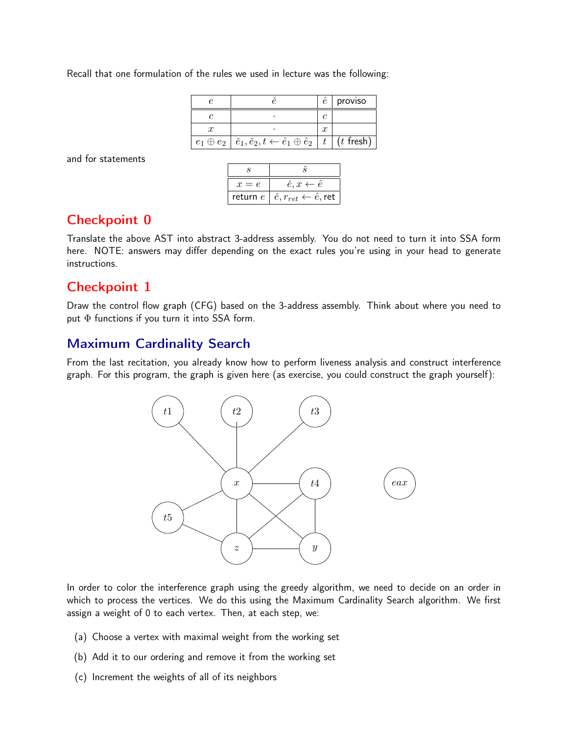Recall that one formulation of the rules we used in lecture was the following:

| $e$ | $\check{e}$ | $\hat{e}$ | proviso |
|---|---|---|---|
| $c$ | $\cdot$ | $c$ | |
| $x$ | $\cdot$ | $x$ | |
| $e_1 \oplus e_2$ | $\check{e}_1, \check{e}_2, t \leftarrow \hat{e}_1 \oplus \hat{e}_2$ | $t$ | ($t$ fresh) |

and for statements

| $s$ | $\check{s}$ |
|---|---|
| $x = e$ | $\check{e}, x \leftarrow \hat{e}$ |
| return $e$ | $\check{e}, r_{ret} \leftarrow \hat{e}$, ret |

## Checkpoint 0

Translate the above AST into abstract 3-address assembly. You do not need to turn it into SSA form here. NOTE: answers may differ depending on the exact rules you're using in your head to generate instructions.

## Checkpoint 1

Draw the control flow graph (CFG) based on the 3-address assembly. Think about where you need to put $\Phi$ functions if you turn it into SSA form.

## Maximum Cardinality Search

From the last recitation, you already know how to perform liveness analysis and construct interference graph. For this program, the graph is given here (as exercise, you could construct the graph yourself):

In order to color the interference graph using the greedy algorithm, we need to decide on an order in which to process the vertices. We do this using the Maximum Cardinality Search algorithm. We first assign a weight of 0 to each vertex. Then, at each step, we:

(a) Choose a vertex with maximal weight from the working set

(b) Add it to our ordering and remove it from the working set

(c) Increment the weights of all of its neighbors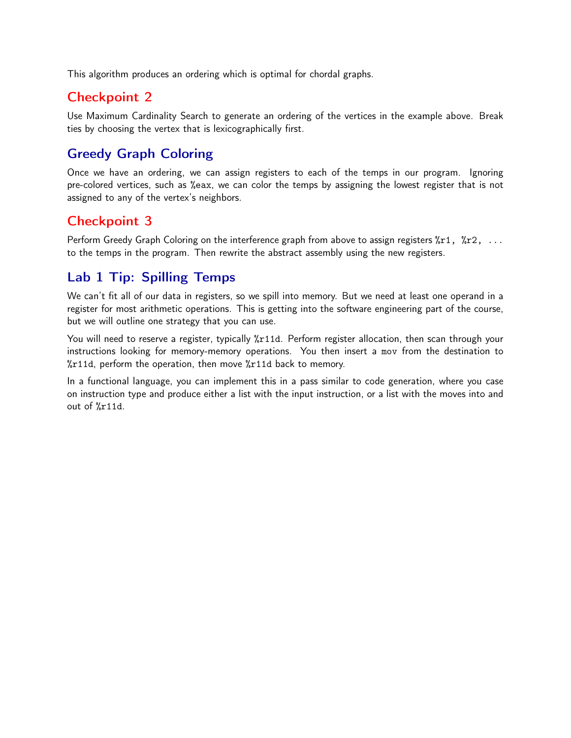This algorithm produces an ordering which is optimal for chordal graphs.

## Checkpoint 2

Use Maximum Cardinality Search to generate an ordering of the vertices in the example above. Break ties by choosing the vertex that is lexicographically first.

## Greedy Graph Coloring

Once we have an ordering, we can assign registers to each of the temps in our program. Ignoring pre-colored vertices, such as `%eax`, we can color the temps by assigning the lowest register that is not assigned to any of the vertex's neighbors.

## Checkpoint 3

Perform Greedy Graph Coloring on the interference graph from above to assign registers `%r1, %r2, ...` to the temps in the program. Then rewrite the abstract assembly using the new registers.

## Lab 1 Tip: Spilling Temps

We can't fit all of our data in registers, so we spill into memory. But we need at least one operand in a register for most arithmetic operations. This is getting into the software engineering part of the course, but we will outline one strategy that you can use.

You will need to reserve a register, typically `%r11d`. Perform register allocation, then scan through your instructions looking for memory-memory operations. You then insert a `mov` from the destination to `%r11d`, perform the operation, then move `%r11d` back to memory.

In a functional language, you can implement this in a pass similar to code generation, where you case on instruction type and produce either a list with the input instruction, or a list with the moves into and out of `%r11d`.